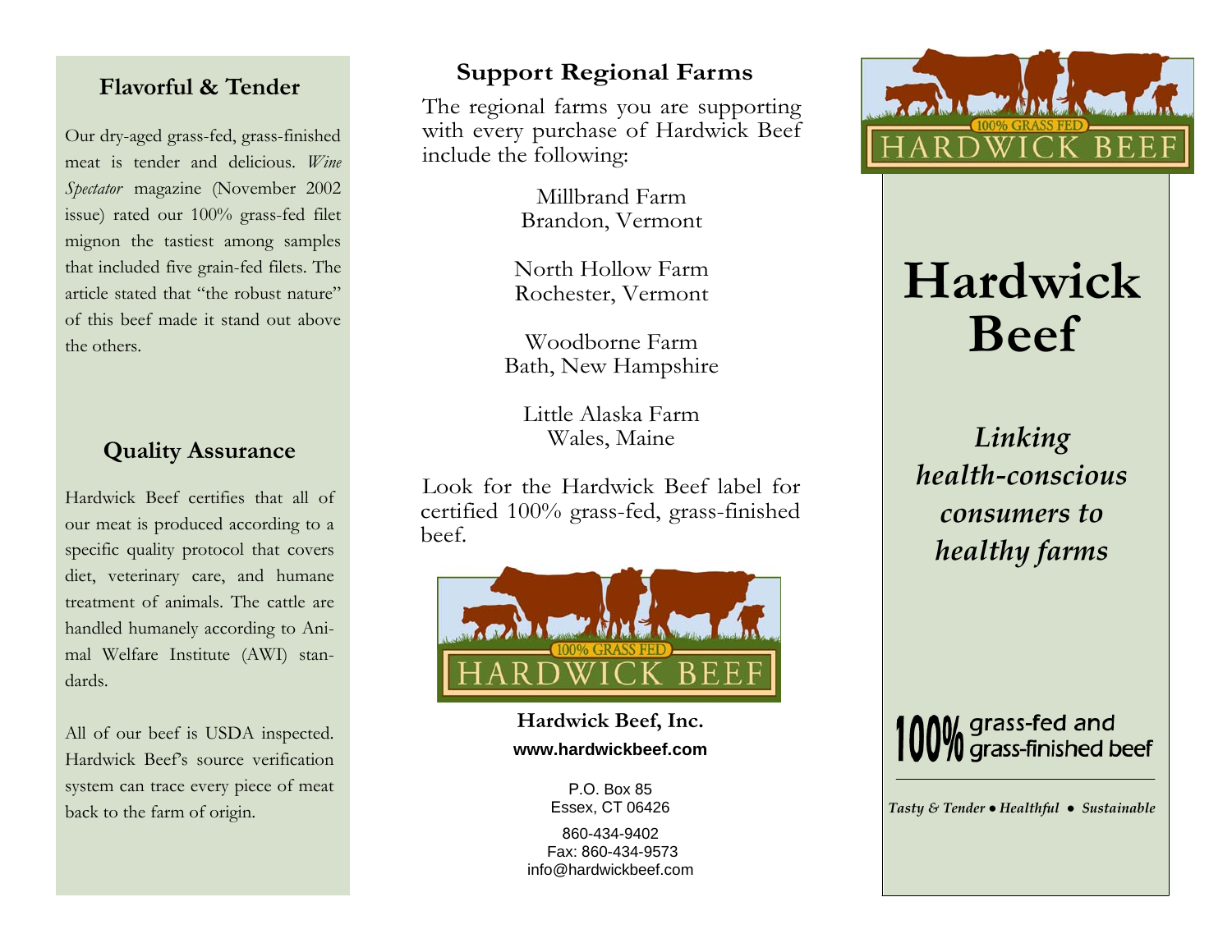## Flavorful & Tender

Our dry-aged grass-fed, grass-finished meat is tender and delicious. *Wine Spectator* magazine (November 2002 issue) rated our 100% grass-fed filet mignon the tastiest among samples that included five grain-fed filets. The article stated that "the robust nature" of this beef made it stand out above the others.

## Quality Assurance

Hardwick Beef certifies that all of our meat is produced according to a specific quality protocol that covers diet, veterinary care, and humane treatment of animals. The cattle are handled humanely according to Animal Welfare Institute (AWI) standards.

All of our beef is USDA inspected. Hardwick Beef's source verification system can trace every piece of meat back to the farm of origin.

## Support Regional Farms

The regional farms you are supporting with every purchase of Hardwick Beef include the following:

Millbrand Farm
Brandon, Vermont

North Hollow Farm
Rochester, Vermont

Woodborne Farm
Bath, New Hampshire

Little Alaska Farm
Wales, Maine

Look for the Hardwick Beef label for certified 100% grass-fed, grass-finished beef.

100% GRASS FED
HARDWICK BEEF

**Hardwick Beef, Inc.**
**www.hardwickbeef.com**

P.O. Box 85
Essex, CT 06426

860-434-9402
Fax: 860-434-9573
info@hardwickbeef.com

100% GRASS FED
HARDWICK BEEF

# Hardwick Beef

***Linking health-conscious consumers to healthy farms***

**100%** grass-fed and grass-finished beef

***Tasty & Tender • Healthful • Sustainable***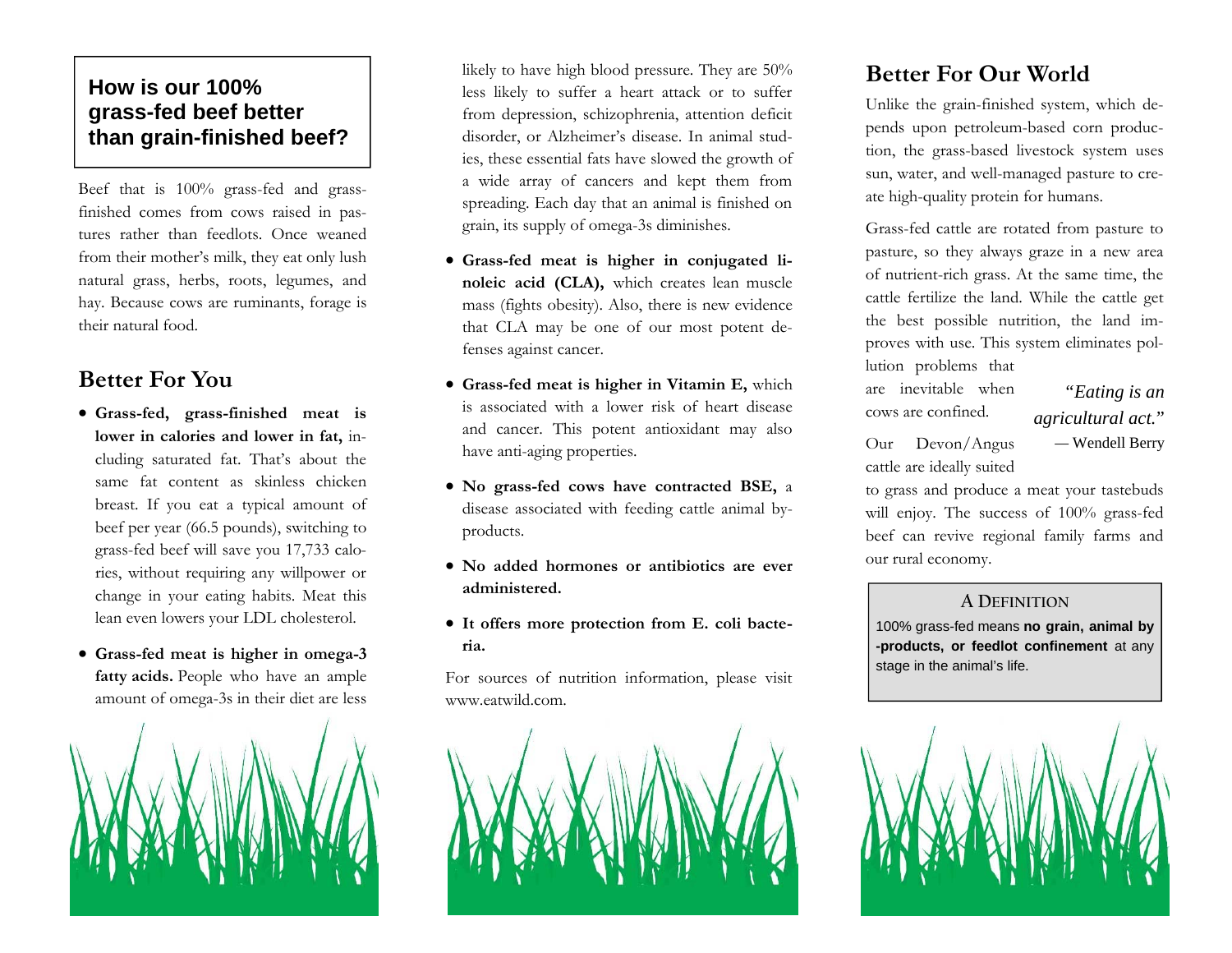## How is our 100% grass-fed beef better than grain-finished beef?

Beef that is 100% grass-fed and grass-finished comes from cows raised in pastures rather than feedlots. Once weaned from their mother's milk, they eat only lush natural grass, herbs, roots, legumes, and hay. Because cows are ruminants, forage is their natural food.

## Better For You

- **Grass-fed, grass-finished meat is lower in calories and lower in fat,** including saturated fat. That's about the same fat content as skinless chicken breast. If you eat a typical amount of beef per year (66.5 pounds), switching to grass-fed beef will save you 17,733 calories, without requiring any willpower or change in your eating habits. Meat this lean even lowers your LDL cholesterol.
- **Grass-fed meat is higher in omega-3 fatty acids.** People who have an ample amount of omega-3s in their diet are less likely to have high blood pressure. They are 50% less likely to suffer a heart attack or to suffer from depression, schizophrenia, attention deficit disorder, or Alzheimer's disease. In animal studies, these essential fats have slowed the growth of a wide array of cancers and kept them from spreading. Each day that an animal is finished on grain, its supply of omega-3s diminishes.
- **Grass-fed meat is higher in conjugated linoleic acid (CLA),** which creates lean muscle mass (fights obesity). Also, there is new evidence that CLA may be one of our most potent defenses against cancer.
- **Grass-fed meat is higher in Vitamin E,** which is associated with a lower risk of heart disease and cancer. This potent antioxidant may also have anti-aging properties.
- **No grass-fed cows have contracted BSE,** a disease associated with feeding cattle animal by-products.
- **No added hormones or antibiotics are ever administered.**
- **It offers more protection from E. coli bacteria.**

For sources of nutrition information, please visit www.eatwild.com.

## Better For Our World

Unlike the grain-finished system, which depends upon petroleum-based corn production, the grass-based livestock system uses sun, water, and well-managed pasture to create high-quality protein for humans.

Grass-fed cattle are rotated from pasture to pasture, so they always graze in a new area of nutrient-rich grass. At the same time, the cattle fertilize the land. While the cattle get the best possible nutrition, the land improves with use. This system eliminates pollution problems that are inevitable when cows are confined.

> *"Eating is an agricultural act."*
> — Wendell Berry

Our Devon/Angus cattle are ideally suited to grass and produce a meat your tastebuds will enjoy. The success of 100% grass-fed beef can revive regional family farms and our rural economy.

### A Definition

100% grass-fed means **no grain, animal by-products, or feedlot confinement** at any stage in the animal's life.